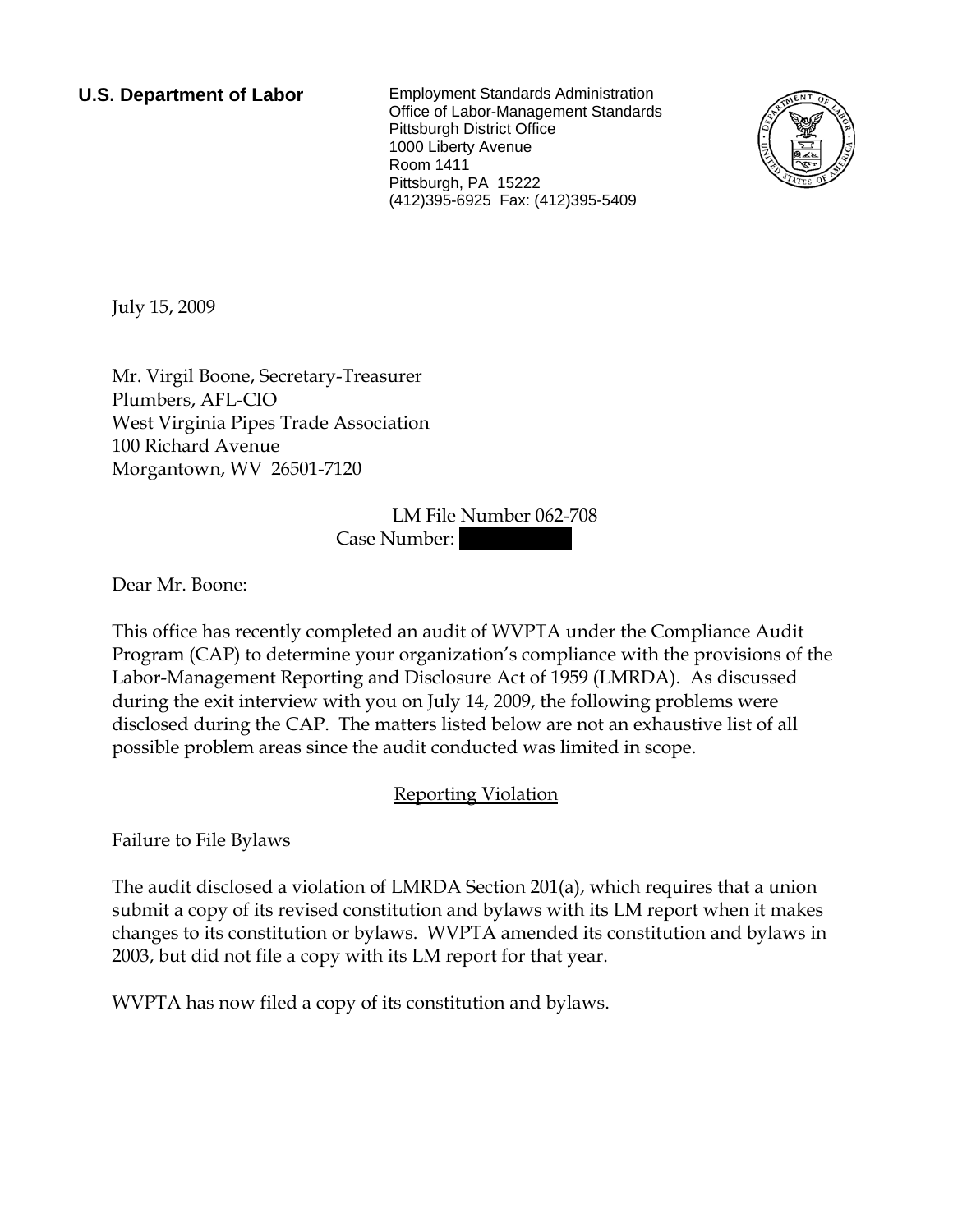**U.S. Department of Labor**

Employment Standards Administration
Office of Labor-Management Standards
Pittsburgh District Office
1000 Liberty Avenue
Room 1411
Pittsburgh, PA 15222
(412)395-6925 Fax: (412)395-5409

July 15, 2009

Mr. Virgil Boone, Secretary-Treasurer
Plumbers, AFL-CIO
West Virginia Pipes Trade Association
100 Richard Avenue
Morgantown, WV 26501-7120

LM File Number 062-708
Case Number:

Dear Mr. Boone:

This office has recently completed an audit of WVPTA under the Compliance Audit Program (CAP) to determine your organization's compliance with the provisions of the Labor-Management Reporting and Disclosure Act of 1959 (LMRDA). As discussed during the exit interview with you on July 14, 2009, the following problems were disclosed during the CAP. The matters listed below are not an exhaustive list of all possible problem areas since the audit conducted was limited in scope.

## Reporting Violation

Failure to File Bylaws

The audit disclosed a violation of LMRDA Section 201(a), which requires that a union submit a copy of its revised constitution and bylaws with its LM report when it makes changes to its constitution or bylaws. WVPTA amended its constitution and bylaws in 2003, but did not file a copy with its LM report for that year.

WVPTA has now filed a copy of its constitution and bylaws.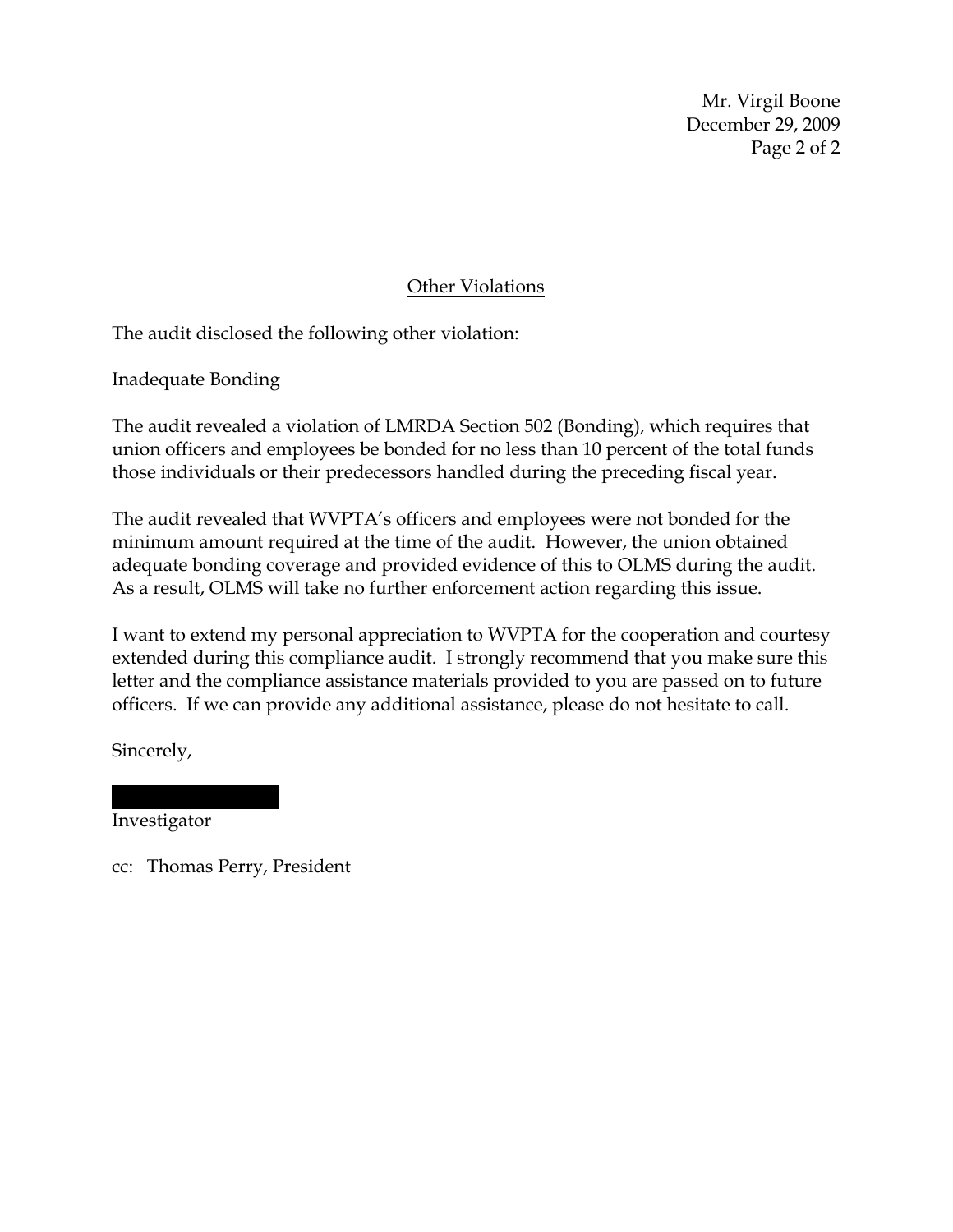## Other Violations

The audit disclosed the following other violation:

Inadequate Bonding

The audit revealed a violation of LMRDA Section 502 (Bonding), which requires that union officers and employees be bonded for no less than 10 percent of the total funds those individuals or their predecessors handled during the preceding fiscal year.

The audit revealed that WVPTA's officers and employees were not bonded for the minimum amount required at the time of the audit. However, the union obtained adequate bonding coverage and provided evidence of this to OLMS during the audit. As a result, OLMS will take no further enforcement action regarding this issue.

I want to extend my personal appreciation to WVPTA for the cooperation and courtesy extended during this compliance audit. I strongly recommend that you make sure this letter and the compliance assistance materials provided to you are passed on to future officers. If we can provide any additional assistance, please do not hesitate to call.

Sincerely,

Investigator

cc: Thomas Perry, President